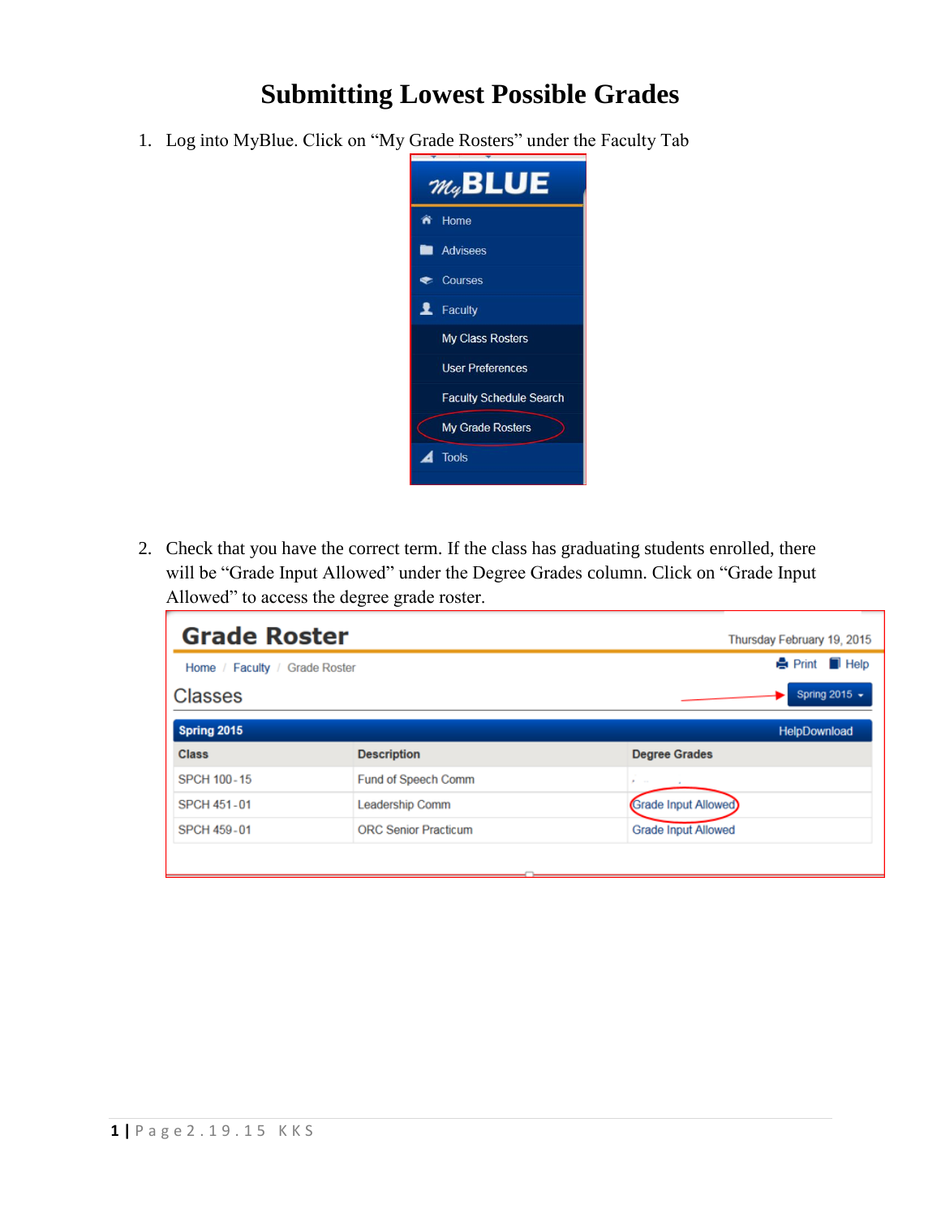# Submitting Lowest Possible Grades

1. Log into MyBlue. Click on "My Grade Rosters" under the Faculty Tab

2. Check that you have the correct term. If the class has graduating students enrolled, there will be "Grade Input Allowed" under the Degree Grades column. Click on "Grade Input Allowed" to access the degree grade roster.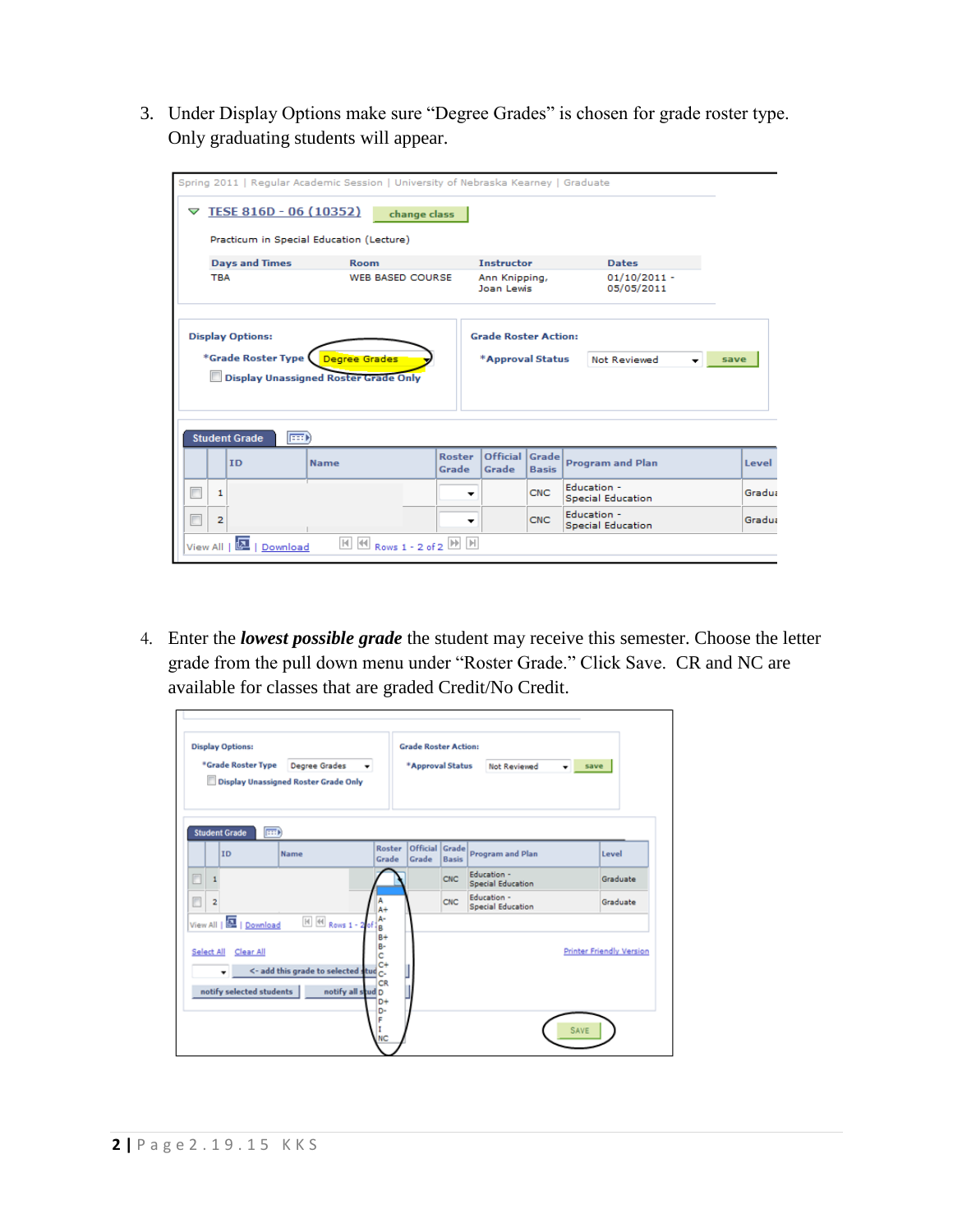3. Under Display Options make sure "Degree Grades" is chosen for grade roster type. Only graduating students will appear.

4. Enter the ***lowest possible grade*** the student may receive this semester. Choose the letter grade from the pull down menu under "Roster Grade." Click Save. CR and NC are available for classes that are graded Credit/No Credit.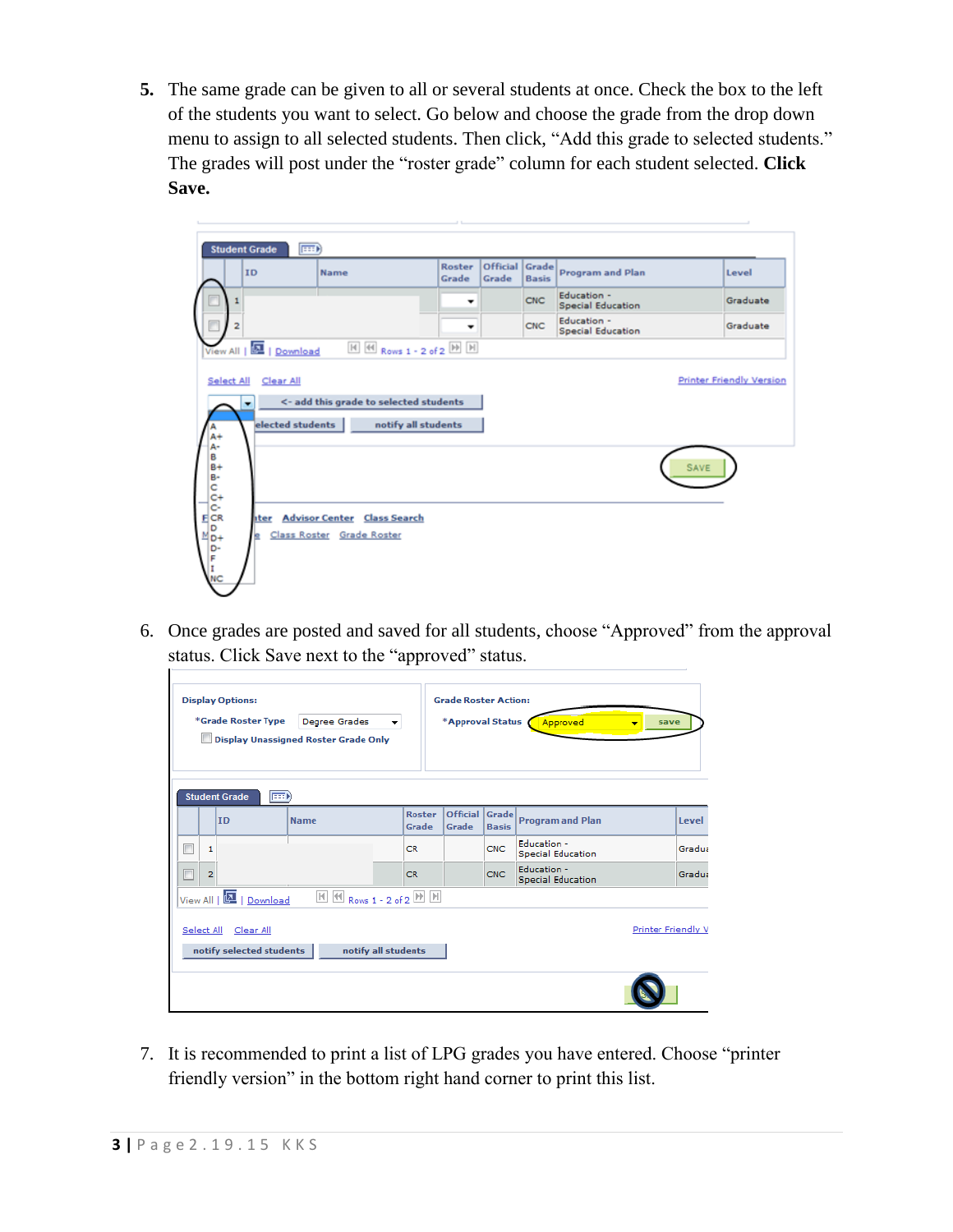5. The same grade can be given to all or several students at once. Check the box to the left of the students you want to select. Go below and choose the grade from the drop down menu to assign to all selected students. Then click, "Add this grade to selected students." The grades will post under the "roster grade" column for each student selected. **Click Save.**

6. Once grades are posted and saved for all students, choose "Approved" from the approval status. Click Save next to the "approved" status.

7. It is recommended to print a list of LPG grades you have entered. Choose "printer friendly version" in the bottom right hand corner to print this list.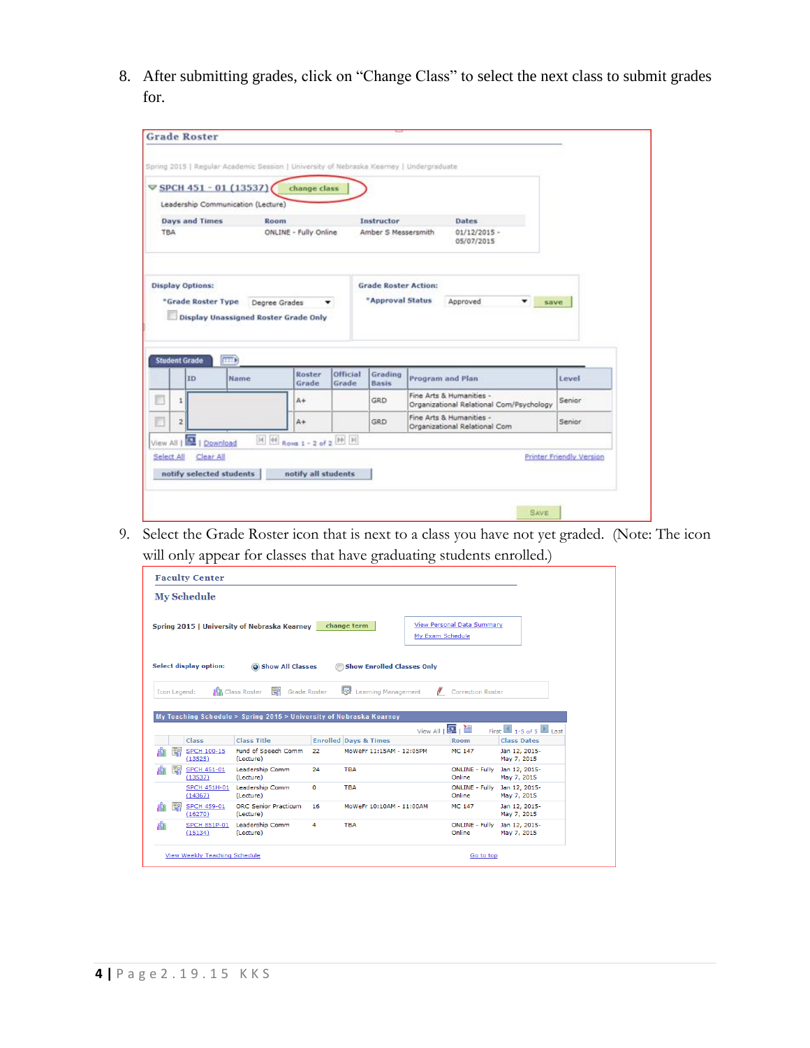8. After submitting grades, click on "Change Class" to select the next class to submit grades for.

**Grade Roster**

Spring 2015 | Regular Academic Session | University of Nebraska Kearney | Undergraduate

SPCH 451 - 01 (13537) change class

Leadership Communication (Lecture)

| Days and Times | Room | Instructor | Dates |
|---|---|---|---|
| TBA | ONLINE - Fully Online | Amber S Messersmith | 01/12/2015 - 05/07/2015 |

Display Options:

*Grade Roster Type: Degree Grades

Display Unassigned Roster Grade Only

Grade Roster Action:

*Approval Status: Approved save

Student Grade

| | | ID | Name | Roster Grade | Official Grade | Grading Basis | Program and Plan | Level |
|---|---|---|---|---|---|---|---|---|
| | 1 | | | A+ | | GRD | Fine Arts & Humanities - Organizational Relational Com/Psychology | Senior |
| | 2 | | | A+ | | GRD | Fine Arts & Humanities - Organizational Relational Com | Senior |

View All | Download | Rows 1 - 2 of 2

Select All Clear All Printer Friendly Version

notify selected students notify all students

SAVE

9. Select the Grade Roster icon that is next to a class you have not yet graded. (Note: The icon will only appear for classes that have graduating students enrolled.)

**Faculty Center**

**My Schedule**

Spring 2015 | University of Nebraska Kearney change term

View Personal Data Summary
My Exam Schedule

Select display option: Show All Classes Show Enrolled Classes Only

Icon Legend: Class Roster Grade Roster Learning Management Correction Roster

My Teaching Schedule > Spring 2015 > University of Nebraska Kearney

View All | First 1-5 of 5 Last

| | | Class | Class Title | Enrolled | Days & Times | Room | Class Dates |
|---|---|---|---|---|---|---|---|
| | | SPCH 100-15 (13525) | Fund of Speech Comm (Lecture) | 22 | MoWeFr 11:15AM - 12:05PM | MC 147 | Jan 12, 2015-May 7, 2015 |
| | | SPCH 451-01 (13537) | Leadership Comm (Lecture) | 24 | TBA | ONLINE - Fully Online | Jan 12, 2015-May 7, 2015 |
| | | SPCH 451H-01 (14367) | Leadership Comm (Lecture) | 0 | TBA | ONLINE - Fully Online | Jan 12, 2015-May 7, 2015 |
| | | SPCH 459-01 (16270) | ORC Senior Practicum (Lecture) | 16 | MoWeFr 10:10AM - 11:00AM | MC 147 | Jan 12, 2015-May 7, 2015 |
| | | SPCH 851P-01 (15134) | Leadership Comm (Lecture) | 4 | TBA | ONLINE - Fully Online | Jan 12, 2015-May 7, 2015 |

View Weekly Teaching Schedule Go to top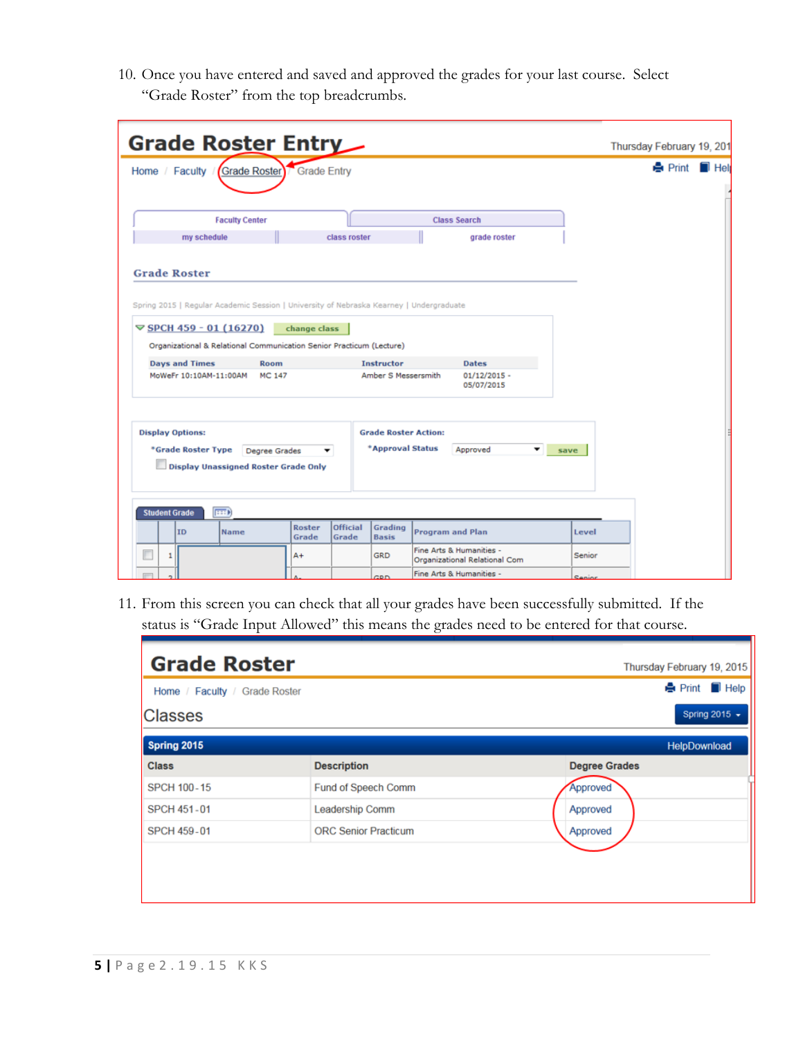10. Once you have entered and saved and approved the grades for your last course. Select "Grade Roster" from the top breadcrumbs.

**Grade Roster Entry**

Thursday February 19, 201

Home / Faculty / Grade Roster / Grade Entry

Print | Help

Faculty Center | Class Search

my schedule | class roster | grade roster

**Grade Roster**

Spring 2015 | Regular Academic Session | University of Nebraska Kearney | Undergraduate

SPCH 459 - 01 (16270) change class

Organizational & Relational Communication Senior Practicum (Lecture)

| Days and Times | Room | Instructor | Dates |
|---|---|---|---|
| MoWeFr 10:10AM-11:00AM | MC 147 | Amber S Messersmith | 01/12/2015 - 05/07/2015 |

**Display Options:**

*Grade Roster Type: Degree Grades

Display Unassigned Roster Grade Only

**Grade Roster Action:**

*Approval Status: Approved — save

Student Grade

| | | ID | Name | Roster Grade | Official Grade | Grading Basis | Program and Plan | Level |
|---|---|---|---|---|---|---|---|---|
| | 1 | | | A+ | | GRD | Fine Arts & Humanities - Organizational Relational Com | Senior |
| | 2 | | | A- | | GRD | Fine Arts & Humanities - | Senior |

11. From this screen you can check that all your grades have been successfully submitted. If the status is "Grade Input Allowed" this means the grades need to be entered for that course.

**Grade Roster**

Thursday February 19, 2015

Home / Faculty / Grade Roster

Print | Help

Classes

Spring 2015

**Spring 2015** — HelpDownload

| Class | Description | Degree Grades |
|---|---|---|
| SPCH 100-15 | Fund of Speech Comm | Approved |
| SPCH 451-01 | Leadership Comm | Approved |
| SPCH 459-01 | ORC Senior Practicum | Approved |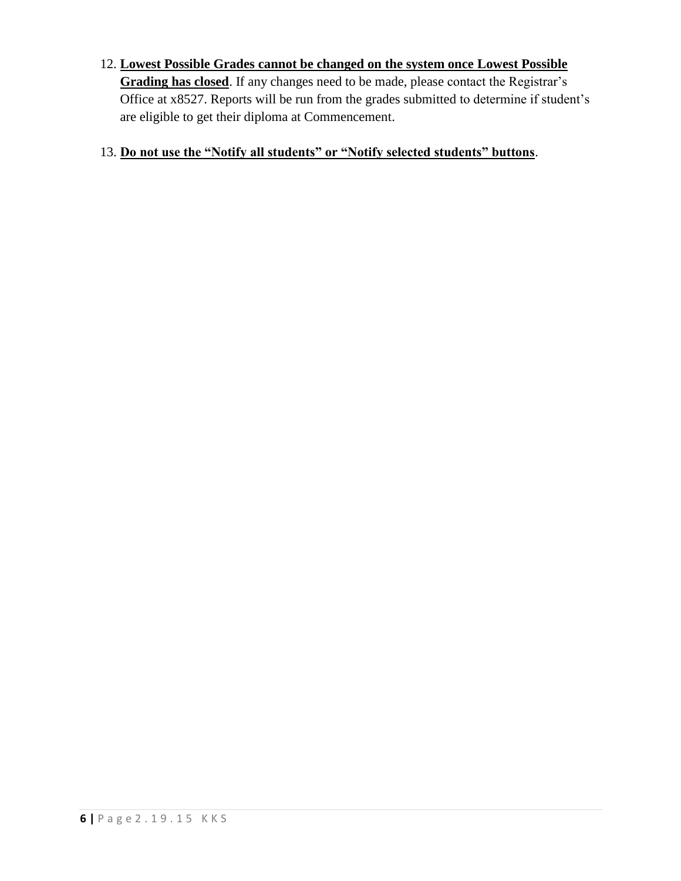12. **Lowest Possible Grades cannot be changed on the system once Lowest Possible Grading has closed**. If any changes need to be made, please contact the Registrar's Office at x8527. Reports will be run from the grades submitted to determine if student's are eligible to get their diploma at Commencement.

13. **Do not use the "Notify all students" or "Notify selected students" buttons**.